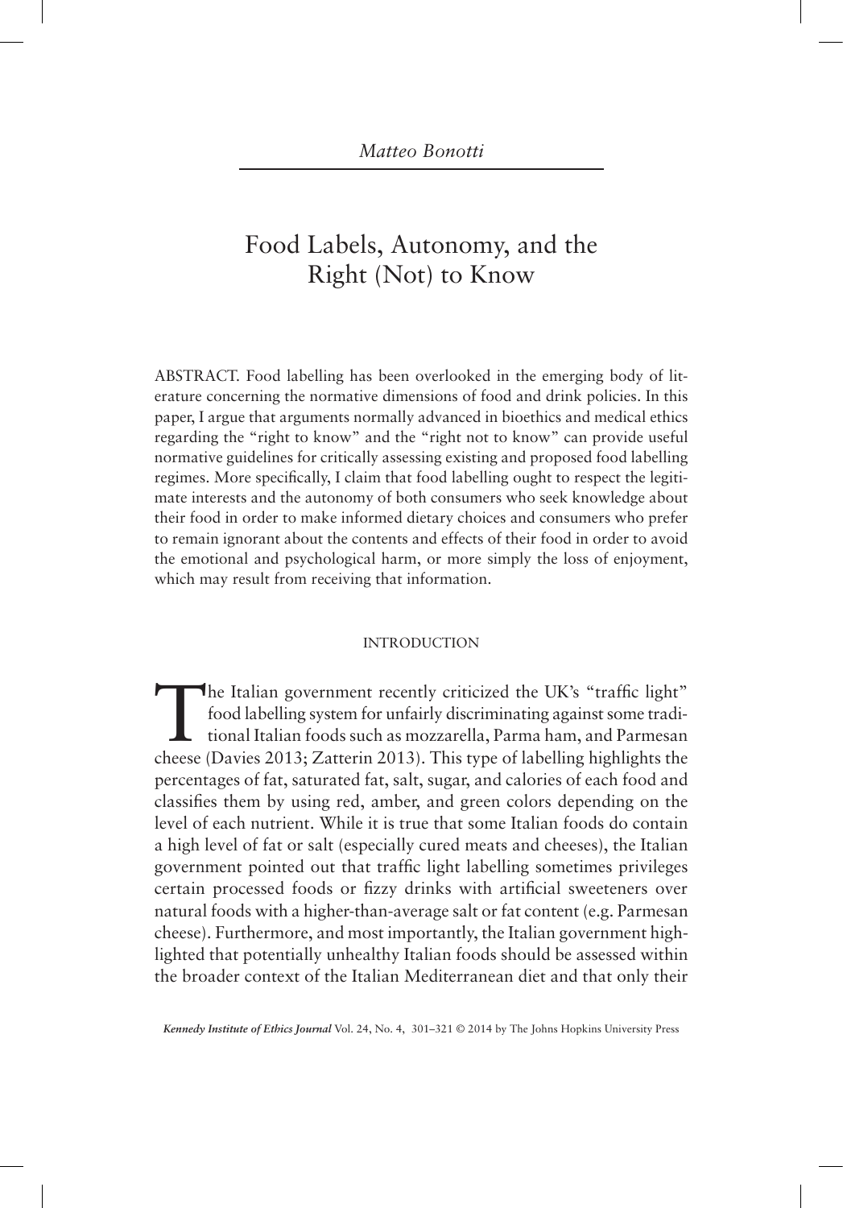*Matteo Bonotti*

# Food Labels, Autonomy, and the Right (Not) to Know

ABSTRACT. Food labelling has been overlooked in the emerging body of literature concerning the normative dimensions of food and drink policies. In this paper, I argue that arguments normally advanced in bioethics and medical ethics regarding the "right to know" and the "right not to know" can provide useful normative guidelines for critically assessing existing and proposed food labelling regimes. More specifically, I claim that food labelling ought to respect the legitimate interests and the autonomy of both consumers who seek knowledge about their food in order to make informed dietary choices and consumers who prefer to remain ignorant about the contents and effects of their food in order to avoid the emotional and psychological harm, or more simply the loss of enjoyment, which may result from receiving that information.

## INTRODUCTION

The Italian government recently criticized the UK's "traffic light" food labelling system for unfairly discriminating against some traditional Italian foods such as mozzarella, Parma ham, and Parmesan cheese (Davies 2013; Zatterin 2013). This type of labelling highlights the percentages of fat, saturated fat, salt, sugar, and calories of each food and classifies them by using red, amber, and green colors depending on the level of each nutrient. While it is true that some Italian foods do contain a high level of fat or salt (especially cured meats and cheeses), the Italian government pointed out that traffic light labelling sometimes privileges certain processed foods or fizzy drinks with artificial sweeteners over natural foods with a higher-than-average salt or fat content (e.g. Parmesan cheese). Furthermore, and most importantly, the Italian government highlighted that potentially unhealthy Italian foods should be assessed within the broader context of the Italian Mediterranean diet and that only their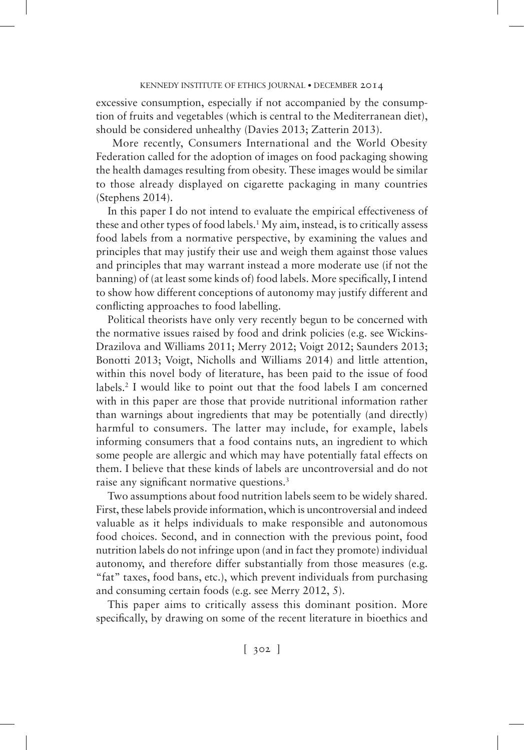excessive consumption, especially if not accompanied by the consumption of fruits and vegetables (which is central to the Mediterranean diet), should be considered unhealthy (Davies 2013; Zatterin 2013).

More recently, Consumers International and the World Obesity Federation called for the adoption of images on food packaging showing the health damages resulting from obesity. These images would be similar to those already displayed on cigarette packaging in many countries (Stephens 2014).

In this paper I do not intend to evaluate the empirical effectiveness of these and other types of food labels.[1] My aim, instead, is to critically assess food labels from a normative perspective, by examining the values and principles that may justify their use and weigh them against those values and principles that may warrant instead a more moderate use (if not the banning) of (at least some kinds of) food labels. More specifically, I intend to show how different conceptions of autonomy may justify different and conflicting approaches to food labelling.

Political theorists have only very recently begun to be concerned with the normative issues raised by food and drink policies (e.g. see Wickins-Drazilova and Williams 2011; Merry 2012; Voigt 2012; Saunders 2013; Bonotti 2013; Voigt, Nicholls and Williams 2014) and little attention, within this novel body of literature, has been paid to the issue of food labels.[2] I would like to point out that the food labels I am concerned with in this paper are those that provide nutritional information rather than warnings about ingredients that may be potentially (and directly) harmful to consumers. The latter may include, for example, labels informing consumers that a food contains nuts, an ingredient to which some people are allergic and which may have potentially fatal effects on them. I believe that these kinds of labels are uncontroversial and do not raise any significant normative questions.[3]

Two assumptions about food nutrition labels seem to be widely shared. First, these labels provide information, which is uncontroversial and indeed valuable as it helps individuals to make responsible and autonomous food choices. Second, and in connection with the previous point, food nutrition labels do not infringe upon (and in fact they promote) individual autonomy, and therefore differ substantially from those measures (e.g. "fat" taxes, food bans, etc.), which prevent individuals from purchasing and consuming certain foods (e.g. see Merry 2012, 5).

This paper aims to critically assess this dominant position. More specifically, by drawing on some of the recent literature in bioethics and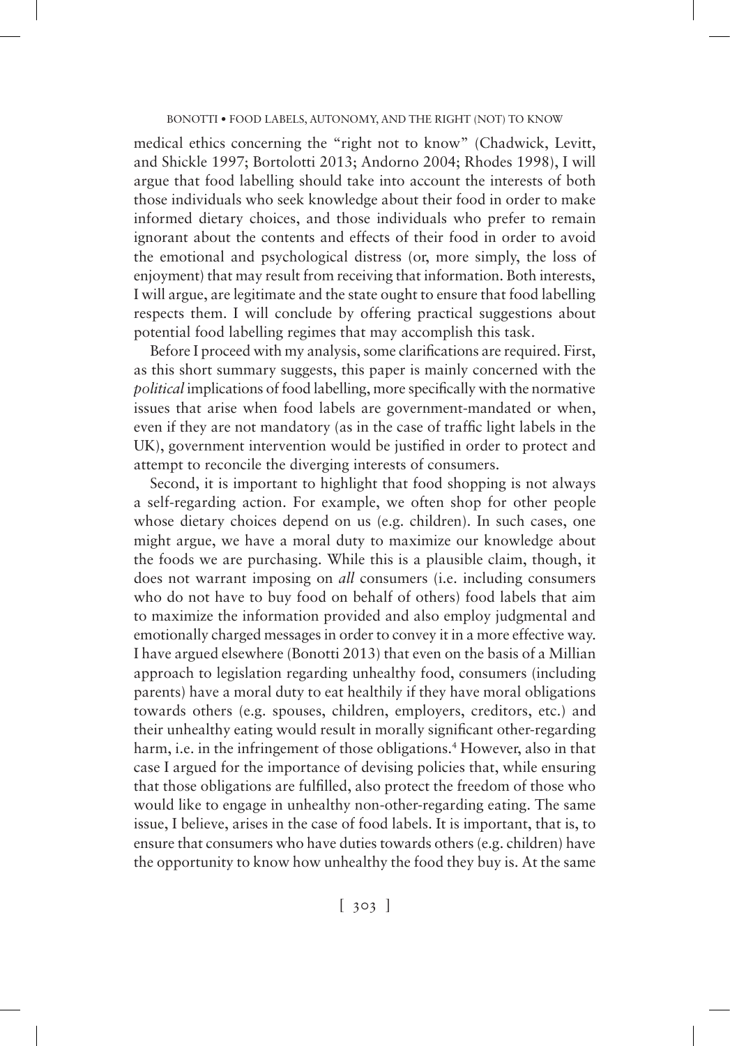medical ethics concerning the "right not to know" (Chadwick, Levitt, and Shickle 1997; Bortolotti 2013; Andorno 2004; Rhodes 1998), I will argue that food labelling should take into account the interests of both those individuals who seek knowledge about their food in order to make informed dietary choices, and those individuals who prefer to remain ignorant about the contents and effects of their food in order to avoid the emotional and psychological distress (or, more simply, the loss of enjoyment) that may result from receiving that information. Both interests, I will argue, are legitimate and the state ought to ensure that food labelling respects them. I will conclude by offering practical suggestions about potential food labelling regimes that may accomplish this task.

Before I proceed with my analysis, some clarifications are required. First, as this short summary suggests, this paper is mainly concerned with the *political* implications of food labelling, more specifically with the normative issues that arise when food labels are government-mandated or when, even if they are not mandatory (as in the case of traffic light labels in the UK), government intervention would be justified in order to protect and attempt to reconcile the diverging interests of consumers.

Second, it is important to highlight that food shopping is not always a self-regarding action. For example, we often shop for other people whose dietary choices depend on us (e.g. children). In such cases, one might argue, we have a moral duty to maximize our knowledge about the foods we are purchasing. While this is a plausible claim, though, it does not warrant imposing on *all* consumers (i.e. including consumers who do not have to buy food on behalf of others) food labels that aim to maximize the information provided and also employ judgmental and emotionally charged messages in order to convey it in a more effective way. I have argued elsewhere (Bonotti 2013) that even on the basis of a Millian approach to legislation regarding unhealthy food, consumers (including parents) have a moral duty to eat healthily if they have moral obligations towards others (e.g. spouses, children, employers, creditors, etc.) and their unhealthy eating would result in morally significant other-regarding harm, i.e. in the infringement of those obligations.[4] However, also in that case I argued for the importance of devising policies that, while ensuring that those obligations are fulfilled, also protect the freedom of those who would like to engage in unhealthy non-other-regarding eating. The same issue, I believe, arises in the case of food labels. It is important, that is, to ensure that consumers who have duties towards others (e.g. children) have the opportunity to know how unhealthy the food they buy is. At the same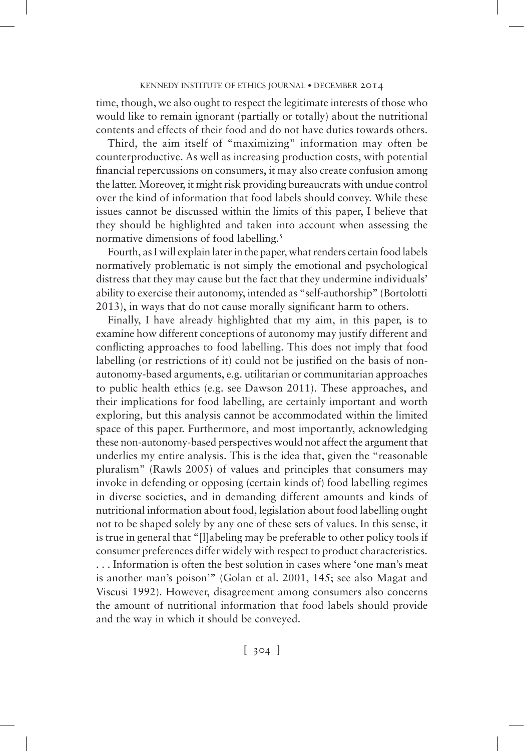time, though, we also ought to respect the legitimate interests of those who would like to remain ignorant (partially or totally) about the nutritional contents and effects of their food and do not have duties towards others.

Third, the aim itself of "maximizing" information may often be counterproductive. As well as increasing production costs, with potential financial repercussions on consumers, it may also create confusion among the latter. Moreover, it might risk providing bureaucrats with undue control over the kind of information that food labels should convey. While these issues cannot be discussed within the limits of this paper, I believe that they should be highlighted and taken into account when assessing the normative dimensions of food labelling.[5]

Fourth, as I will explain later in the paper, what renders certain food labels normatively problematic is not simply the emotional and psychological distress that they may cause but the fact that they undermine individuals' ability to exercise their autonomy, intended as "self-authorship" (Bortolotti 2013), in ways that do not cause morally significant harm to others.

Finally, I have already highlighted that my aim, in this paper, is to examine how different conceptions of autonomy may justify different and conflicting approaches to food labelling. This does not imply that food labelling (or restrictions of it) could not be justified on the basis of non-autonomy-based arguments, e.g. utilitarian or communitarian approaches to public health ethics (e.g. see Dawson 2011). These approaches, and their implications for food labelling, are certainly important and worth exploring, but this analysis cannot be accommodated within the limited space of this paper. Furthermore, and most importantly, acknowledging these non-autonomy-based perspectives would not affect the argument that underlies my entire analysis. This is the idea that, given the "reasonable pluralism" (Rawls 2005) of values and principles that consumers may invoke in defending or opposing (certain kinds of) food labelling regimes in diverse societies, and in demanding different amounts and kinds of nutritional information about food, legislation about food labelling ought not to be shaped solely by any one of these sets of values. In this sense, it is true in general that "[l]abeling may be preferable to other policy tools if consumer preferences differ widely with respect to product characteristics. . . . Information is often the best solution in cases where 'one man's meat is another man's poison'" (Golan et al. 2001, 145; see also Magat and Viscusi 1992). However, disagreement among consumers also concerns the amount of nutritional information that food labels should provide and the way in which it should be conveyed.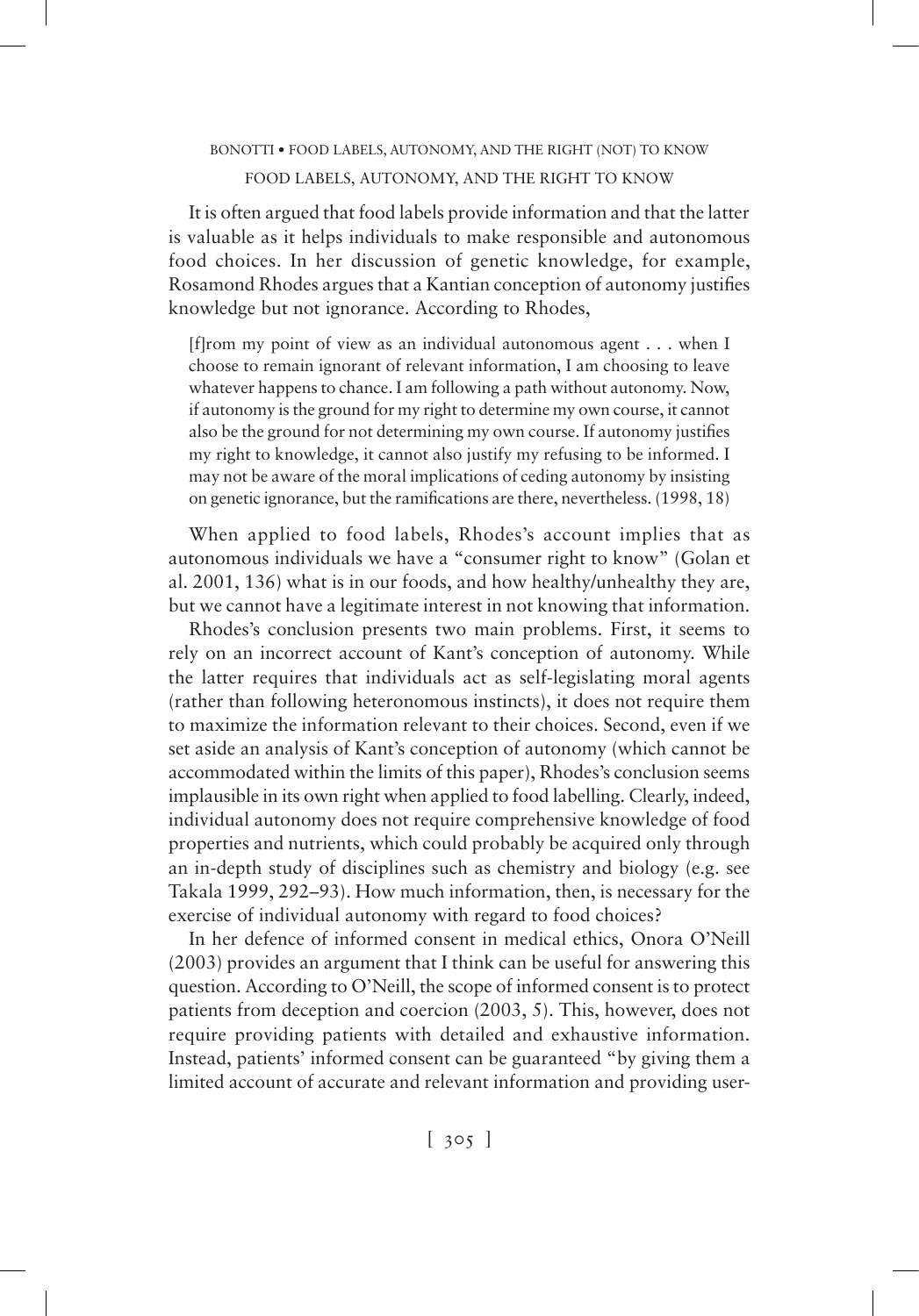## FOOD LABELS, AUTONOMY, AND THE RIGHT TO KNOW

It is often argued that food labels provide information and that the latter is valuable as it helps individuals to make responsible and autonomous food choices. In her discussion of genetic knowledge, for example, Rosamond Rhodes argues that a Kantian conception of autonomy justifies knowledge but not ignorance. According to Rhodes,

> [f]rom my point of view as an individual autonomous agent . . . when I choose to remain ignorant of relevant information, I am choosing to leave whatever happens to chance. I am following a path without autonomy. Now, if autonomy is the ground for my right to determine my own course, it cannot also be the ground for not determining my own course. If autonomy justifies my right to knowledge, it cannot also justify my refusing to be informed. I may not be aware of the moral implications of ceding autonomy by insisting on genetic ignorance, but the ramifications are there, nevertheless. (1998, 18)

When applied to food labels, Rhodes's account implies that as autonomous individuals we have a "consumer right to know" (Golan et al. 2001, 136) what is in our foods, and how healthy/unhealthy they are, but we cannot have a legitimate interest in not knowing that information.

Rhodes's conclusion presents two main problems. First, it seems to rely on an incorrect account of Kant's conception of autonomy. While the latter requires that individuals act as self-legislating moral agents (rather than following heteronomous instincts), it does not require them to maximize the information relevant to their choices. Second, even if we set aside an analysis of Kant's conception of autonomy (which cannot be accommodated within the limits of this paper), Rhodes's conclusion seems implausible in its own right when applied to food labelling. Clearly, indeed, individual autonomy does not require comprehensive knowledge of food properties and nutrients, which could probably be acquired only through an in-depth study of disciplines such as chemistry and biology (e.g. see Takala 1999, 292–93). How much information, then, is necessary for the exercise of individual autonomy with regard to food choices?

In her defence of informed consent in medical ethics, Onora O'Neill (2003) provides an argument that I think can be useful for answering this question. According to O'Neill, the scope of informed consent is to protect patients from deception and coercion (2003, 5). This, however, does not require providing patients with detailed and exhaustive information. Instead, patients' informed consent can be guaranteed "by giving them a limited account of accurate and relevant information and providing user-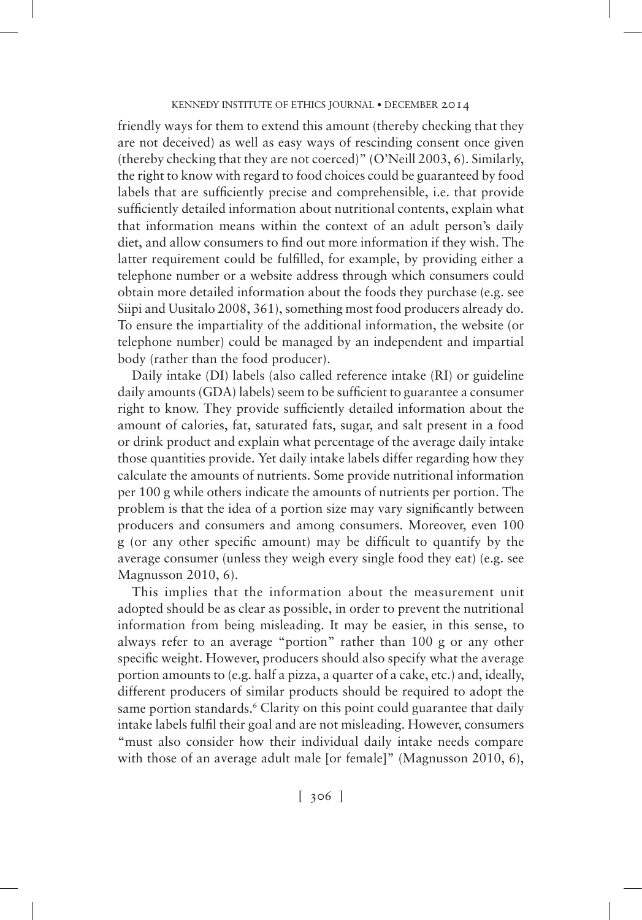friendly ways for them to extend this amount (thereby checking that they are not deceived) as well as easy ways of rescinding consent once given (thereby checking that they are not coerced)" (O'Neill 2003, 6). Similarly, the right to know with regard to food choices could be guaranteed by food labels that are sufficiently precise and comprehensible, i.e. that provide sufficiently detailed information about nutritional contents, explain what that information means within the context of an adult person's daily diet, and allow consumers to find out more information if they wish. The latter requirement could be fulfilled, for example, by providing either a telephone number or a website address through which consumers could obtain more detailed information about the foods they purchase (e.g. see Siipi and Uusitalo 2008, 361), something most food producers already do. To ensure the impartiality of the additional information, the website (or telephone number) could be managed by an independent and impartial body (rather than the food producer).

Daily intake (DI) labels (also called reference intake (RI) or guideline daily amounts (GDA) labels) seem to be sufficient to guarantee a consumer right to know. They provide sufficiently detailed information about the amount of calories, fat, saturated fats, sugar, and salt present in a food or drink product and explain what percentage of the average daily intake those quantities provide. Yet daily intake labels differ regarding how they calculate the amounts of nutrients. Some provide nutritional information per 100 g while others indicate the amounts of nutrients per portion. The problem is that the idea of a portion size may vary significantly between producers and consumers and among consumers. Moreover, even 100 g (or any other specific amount) may be difficult to quantify by the average consumer (unless they weigh every single food they eat) (e.g. see Magnusson 2010, 6).

This implies that the information about the measurement unit adopted should be as clear as possible, in order to prevent the nutritional information from being misleading. It may be easier, in this sense, to always refer to an average "portion" rather than 100 g or any other specific weight. However, producers should also specify what the average portion amounts to (e.g. half a pizza, a quarter of a cake, etc.) and, ideally, different producers of similar products should be required to adopt the same portion standards.[6] Clarity on this point could guarantee that daily intake labels fulfil their goal and are not misleading. However, consumers "must also consider how their individual daily intake needs compare with those of an average adult male [or female]" (Magnusson 2010, 6),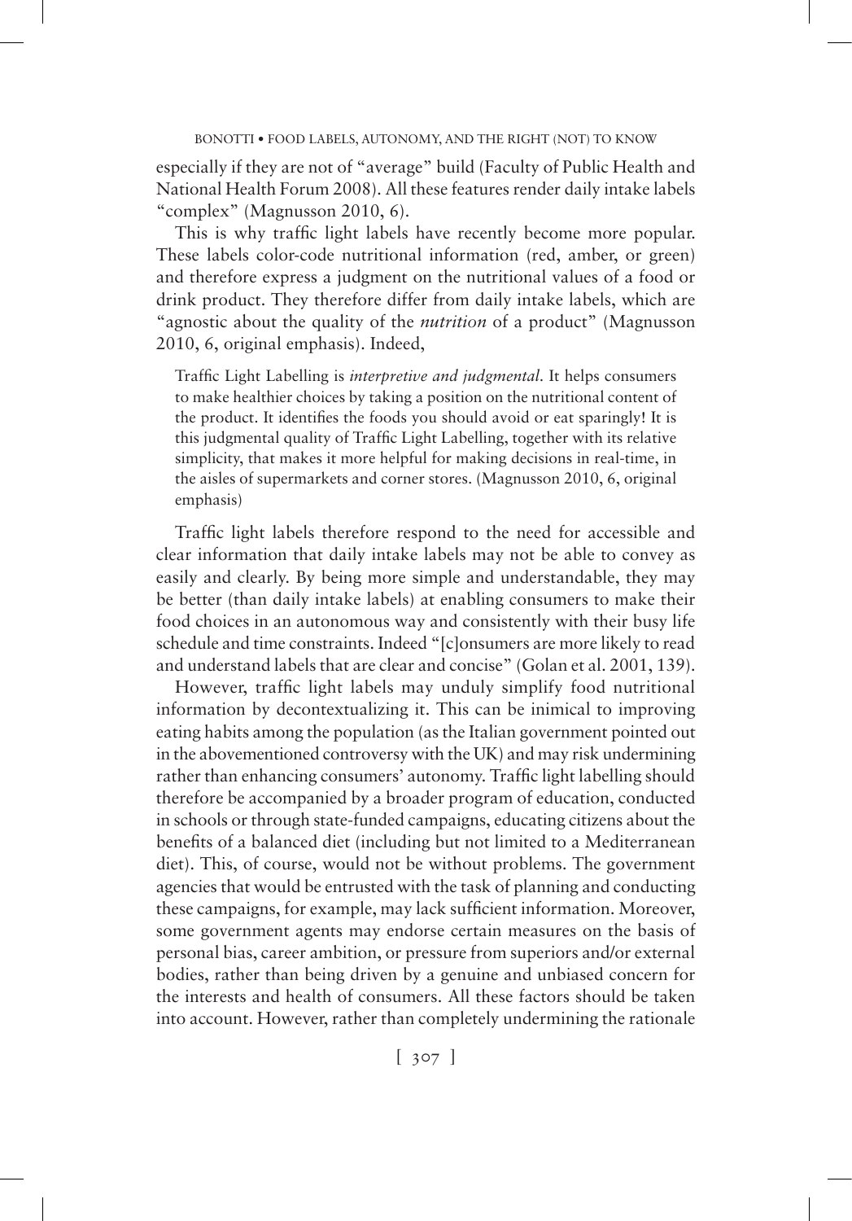especially if they are not of "average" build (Faculty of Public Health and National Health Forum 2008). All these features render daily intake labels "complex" (Magnusson 2010, 6).

This is why traffic light labels have recently become more popular. These labels color-code nutritional information (red, amber, or green) and therefore express a judgment on the nutritional values of a food or drink product. They therefore differ from daily intake labels, which are "agnostic about the quality of the *nutrition* of a product" (Magnusson 2010, 6, original emphasis). Indeed,

> Traffic Light Labelling is *interpretive and judgmental*. It helps consumers to make healthier choices by taking a position on the nutritional content of the product. It identifies the foods you should avoid or eat sparingly! It is this judgmental quality of Traffic Light Labelling, together with its relative simplicity, that makes it more helpful for making decisions in real-time, in the aisles of supermarkets and corner stores. (Magnusson 2010, 6, original emphasis)

Traffic light labels therefore respond to the need for accessible and clear information that daily intake labels may not be able to convey as easily and clearly. By being more simple and understandable, they may be better (than daily intake labels) at enabling consumers to make their food choices in an autonomous way and consistently with their busy life schedule and time constraints. Indeed "[c]onsumers are more likely to read and understand labels that are clear and concise" (Golan et al. 2001, 139).

However, traffic light labels may unduly simplify food nutritional information by decontextualizing it. This can be inimical to improving eating habits among the population (as the Italian government pointed out in the abovementioned controversy with the UK) and may risk undermining rather than enhancing consumers' autonomy. Traffic light labelling should therefore be accompanied by a broader program of education, conducted in schools or through state-funded campaigns, educating citizens about the benefits of a balanced diet (including but not limited to a Mediterranean diet). This, of course, would not be without problems. The government agencies that would be entrusted with the task of planning and conducting these campaigns, for example, may lack sufficient information. Moreover, some government agents may endorse certain measures on the basis of personal bias, career ambition, or pressure from superiors and/or external bodies, rather than being driven by a genuine and unbiased concern for the interests and health of consumers. All these factors should be taken into account. However, rather than completely undermining the rationale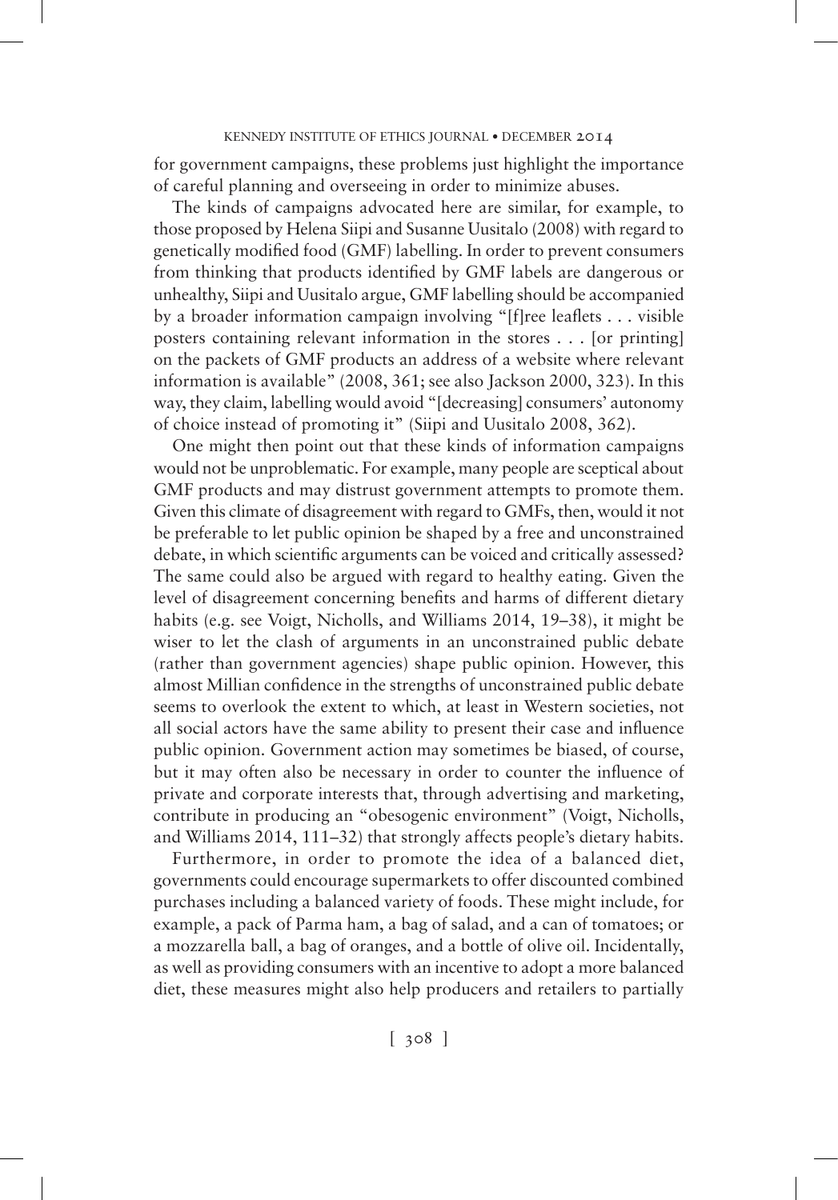for government campaigns, these problems just highlight the importance of careful planning and overseeing in order to minimize abuses.

The kinds of campaigns advocated here are similar, for example, to those proposed by Helena Siipi and Susanne Uusitalo (2008) with regard to genetically modified food (GMF) labelling. In order to prevent consumers from thinking that products identified by GMF labels are dangerous or unhealthy, Siipi and Uusitalo argue, GMF labelling should be accompanied by a broader information campaign involving "[f]ree leaflets . . . visible posters containing relevant information in the stores . . . [or printing] on the packets of GMF products an address of a website where relevant information is available" (2008, 361; see also Jackson 2000, 323). In this way, they claim, labelling would avoid "[decreasing] consumers' autonomy of choice instead of promoting it" (Siipi and Uusitalo 2008, 362).

One might then point out that these kinds of information campaigns would not be unproblematic. For example, many people are sceptical about GMF products and may distrust government attempts to promote them. Given this climate of disagreement with regard to GMFs, then, would it not be preferable to let public opinion be shaped by a free and unconstrained debate, in which scientific arguments can be voiced and critically assessed? The same could also be argued with regard to healthy eating. Given the level of disagreement concerning benefits and harms of different dietary habits (e.g. see Voigt, Nicholls, and Williams 2014, 19–38), it might be wiser to let the clash of arguments in an unconstrained public debate (rather than government agencies) shape public opinion. However, this almost Millian confidence in the strengths of unconstrained public debate seems to overlook the extent to which, at least in Western societies, not all social actors have the same ability to present their case and influence public opinion. Government action may sometimes be biased, of course, but it may often also be necessary in order to counter the influence of private and corporate interests that, through advertising and marketing, contribute in producing an "obesogenic environment" (Voigt, Nicholls, and Williams 2014, 111–32) that strongly affects people's dietary habits.

Furthermore, in order to promote the idea of a balanced diet, governments could encourage supermarkets to offer discounted combined purchases including a balanced variety of foods. These might include, for example, a pack of Parma ham, a bag of salad, and a can of tomatoes; or a mozzarella ball, a bag of oranges, and a bottle of olive oil. Incidentally, as well as providing consumers with an incentive to adopt a more balanced diet, these measures might also help producers and retailers to partially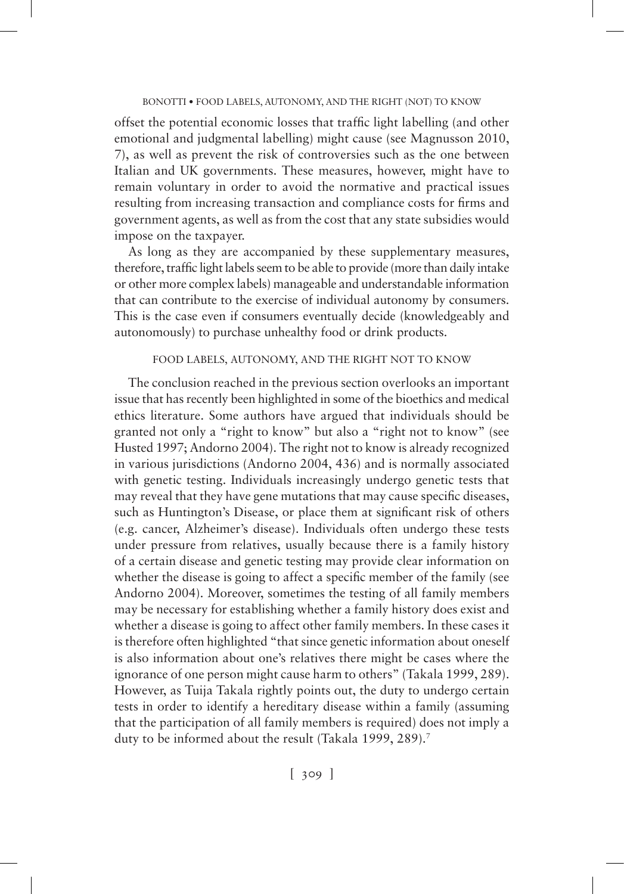offset the potential economic losses that traffic light labelling (and other emotional and judgmental labelling) might cause (see Magnusson 2010, 7), as well as prevent the risk of controversies such as the one between Italian and UK governments. These measures, however, might have to remain voluntary in order to avoid the normative and practical issues resulting from increasing transaction and compliance costs for firms and government agents, as well as from the cost that any state subsidies would impose on the taxpayer.

As long as they are accompanied by these supplementary measures, therefore, traffic light labels seem to be able to provide (more than daily intake or other more complex labels) manageable and understandable information that can contribute to the exercise of individual autonomy by consumers. This is the case even if consumers eventually decide (knowledgeably and autonomously) to purchase unhealthy food or drink products.

## FOOD LABELS, AUTONOMY, AND THE RIGHT NOT TO KNOW

The conclusion reached in the previous section overlooks an important issue that has recently been highlighted in some of the bioethics and medical ethics literature. Some authors have argued that individuals should be granted not only a "right to know" but also a "right not to know" (see Husted 1997; Andorno 2004). The right not to know is already recognized in various jurisdictions (Andorno 2004, 436) and is normally associated with genetic testing. Individuals increasingly undergo genetic tests that may reveal that they have gene mutations that may cause specific diseases, such as Huntington's Disease, or place them at significant risk of others (e.g. cancer, Alzheimer's disease). Individuals often undergo these tests under pressure from relatives, usually because there is a family history of a certain disease and genetic testing may provide clear information on whether the disease is going to affect a specific member of the family (see Andorno 2004). Moreover, sometimes the testing of all family members may be necessary for establishing whether a family history does exist and whether a disease is going to affect other family members. In these cases it is therefore often highlighted "that since genetic information about oneself is also information about one's relatives there might be cases where the ignorance of one person might cause harm to others" (Takala 1999, 289). However, as Tuija Takala rightly points out, the duty to undergo certain tests in order to identify a hereditary disease within a family (assuming that the participation of all family members is required) does not imply a duty to be informed about the result (Takala 1999, 289).[7]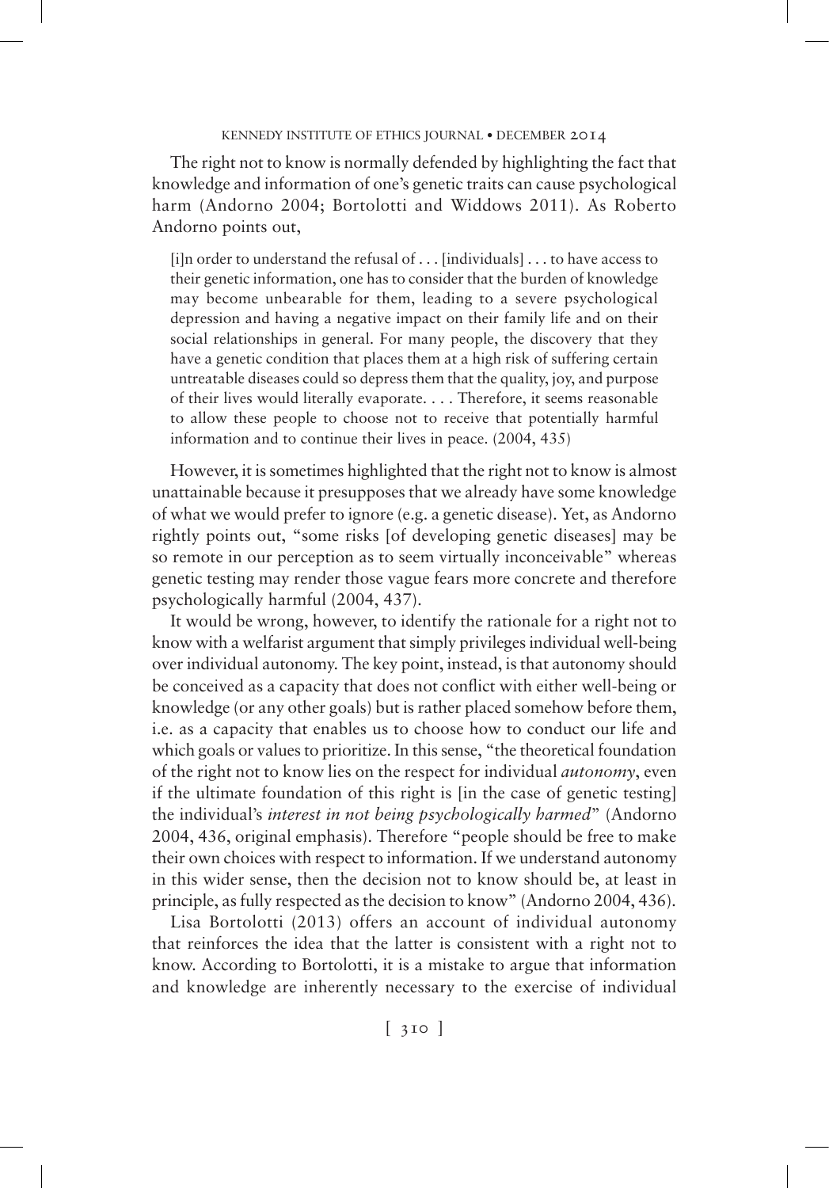The right not to know is normally defended by highlighting the fact that knowledge and information of one's genetic traits can cause psychological harm (Andorno 2004; Bortolotti and Widdows 2011). As Roberto Andorno points out,

> [i]n order to understand the refusal of . . . [individuals] . . . to have access to their genetic information, one has to consider that the burden of knowledge may become unbearable for them, leading to a severe psychological depression and having a negative impact on their family life and on their social relationships in general. For many people, the discovery that they have a genetic condition that places them at a high risk of suffering certain untreatable diseases could so depress them that the quality, joy, and purpose of their lives would literally evaporate. . . . Therefore, it seems reasonable to allow these people to choose not to receive that potentially harmful information and to continue their lives in peace. (2004, 435)

However, it is sometimes highlighted that the right not to know is almost unattainable because it presupposes that we already have some knowledge of what we would prefer to ignore (e.g. a genetic disease). Yet, as Andorno rightly points out, "some risks [of developing genetic diseases] may be so remote in our perception as to seem virtually inconceivable" whereas genetic testing may render those vague fears more concrete and therefore psychologically harmful (2004, 437).

It would be wrong, however, to identify the rationale for a right not to know with a welfarist argument that simply privileges individual well-being over individual autonomy. The key point, instead, is that autonomy should be conceived as a capacity that does not conflict with either well-being or knowledge (or any other goals) but is rather placed somehow before them, i.e. as a capacity that enables us to choose how to conduct our life and which goals or values to prioritize. In this sense, "the theoretical foundation of the right not to know lies on the respect for individual *autonomy*, even if the ultimate foundation of this right is [in the case of genetic testing] the individual's *interest in not being psychologically harmed*" (Andorno 2004, 436, original emphasis). Therefore "people should be free to make their own choices with respect to information. If we understand autonomy in this wider sense, then the decision not to know should be, at least in principle, as fully respected as the decision to know" (Andorno 2004, 436).

Lisa Bortolotti (2013) offers an account of individual autonomy that reinforces the idea that the latter is consistent with a right not to know. According to Bortolotti, it is a mistake to argue that information and knowledge are inherently necessary to the exercise of individual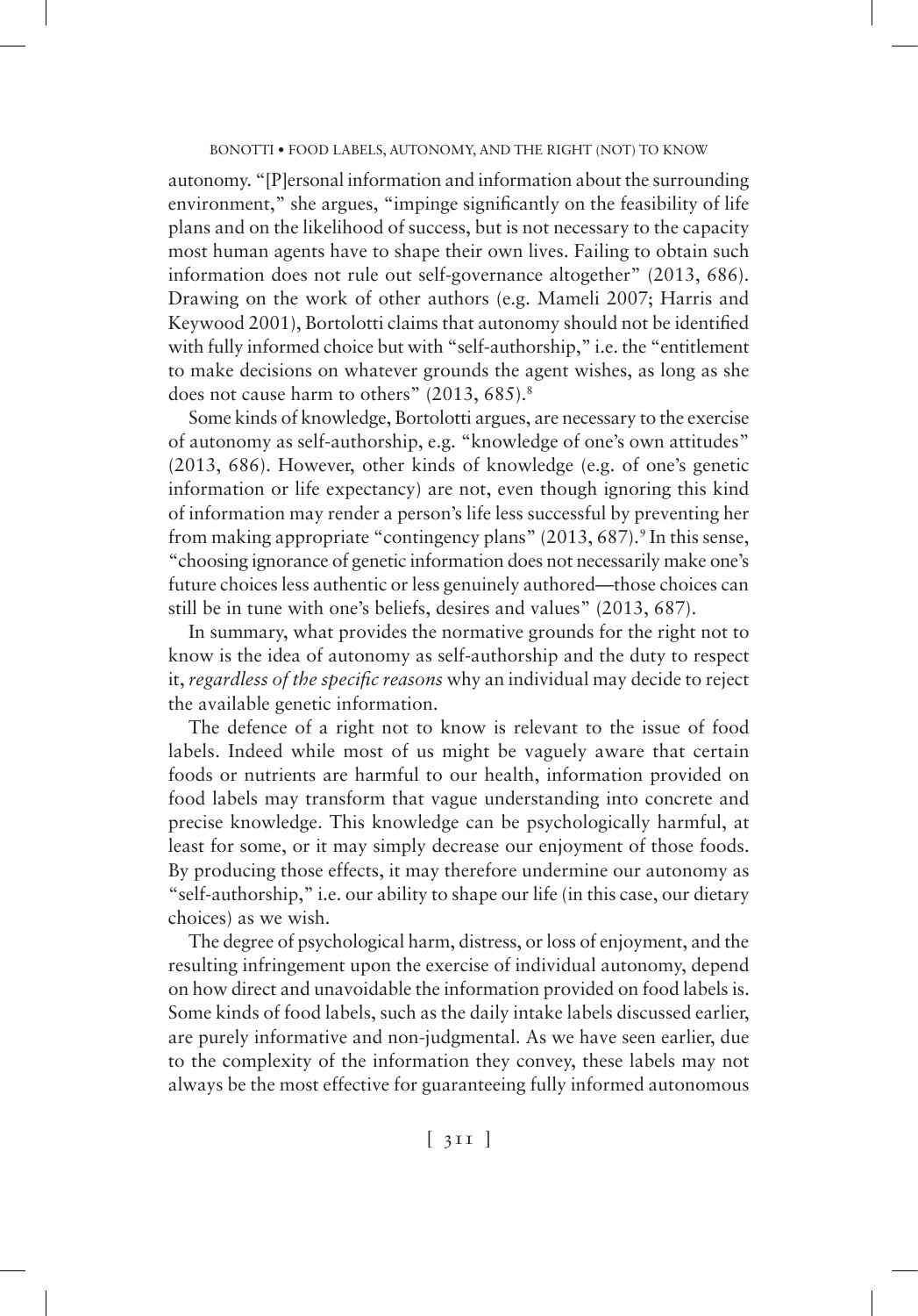autonomy. "[P]ersonal information and information about the surrounding environment," she argues, "impinge significantly on the feasibility of life plans and on the likelihood of success, but is not necessary to the capacity most human agents have to shape their own lives. Failing to obtain such information does not rule out self-governance altogether" (2013, 686). Drawing on the work of other authors (e.g. Mameli 2007; Harris and Keywood 2001), Bortolotti claims that autonomy should not be identified with fully informed choice but with "self-authorship," i.e. the "entitlement to make decisions on whatever grounds the agent wishes, as long as she does not cause harm to others" (2013, 685).[8]

Some kinds of knowledge, Bortolotti argues, are necessary to the exercise of autonomy as self-authorship, e.g. "knowledge of one's own attitudes" (2013, 686). However, other kinds of knowledge (e.g. of one's genetic information or life expectancy) are not, even though ignoring this kind of information may render a person's life less successful by preventing her from making appropriate "contingency plans" (2013, 687).[9] In this sense, "choosing ignorance of genetic information does not necessarily make one's future choices less authentic or less genuinely authored—those choices can still be in tune with one's beliefs, desires and values" (2013, 687).

In summary, what provides the normative grounds for the right not to know is the idea of autonomy as self-authorship and the duty to respect it, *regardless of the specific reasons* why an individual may decide to reject the available genetic information.

The defence of a right not to know is relevant to the issue of food labels. Indeed while most of us might be vaguely aware that certain foods or nutrients are harmful to our health, information provided on food labels may transform that vague understanding into concrete and precise knowledge. This knowledge can be psychologically harmful, at least for some, or it may simply decrease our enjoyment of those foods. By producing those effects, it may therefore undermine our autonomy as "self-authorship," i.e. our ability to shape our life (in this case, our dietary choices) as we wish.

The degree of psychological harm, distress, or loss of enjoyment, and the resulting infringement upon the exercise of individual autonomy, depend on how direct and unavoidable the information provided on food labels is. Some kinds of food labels, such as the daily intake labels discussed earlier, are purely informative and non-judgmental. As we have seen earlier, due to the complexity of the information they convey, these labels may not always be the most effective for guaranteeing fully informed autonomous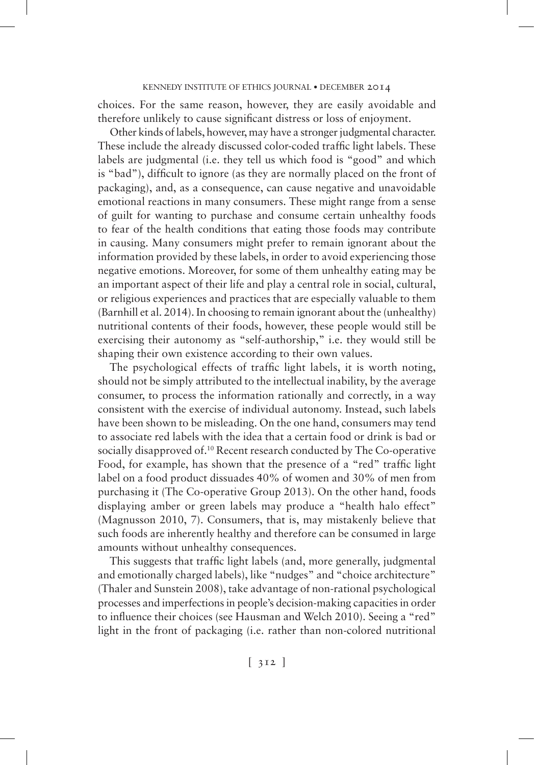choices. For the same reason, however, they are easily avoidable and therefore unlikely to cause significant distress or loss of enjoyment.

Other kinds of labels, however, may have a stronger judgmental character. These include the already discussed color-coded traffic light labels. These labels are judgmental (i.e. they tell us which food is "good" and which is "bad"), difficult to ignore (as they are normally placed on the front of packaging), and, as a consequence, can cause negative and unavoidable emotional reactions in many consumers. These might range from a sense of guilt for wanting to purchase and consume certain unhealthy foods to fear of the health conditions that eating those foods may contribute in causing. Many consumers might prefer to remain ignorant about the information provided by these labels, in order to avoid experiencing those negative emotions. Moreover, for some of them unhealthy eating may be an important aspect of their life and play a central role in social, cultural, or religious experiences and practices that are especially valuable to them (Barnhill et al. 2014). In choosing to remain ignorant about the (unhealthy) nutritional contents of their foods, however, these people would still be exercising their autonomy as "self-authorship," i.e. they would still be shaping their own existence according to their own values.

The psychological effects of traffic light labels, it is worth noting, should not be simply attributed to the intellectual inability, by the average consumer, to process the information rationally and correctly, in a way consistent with the exercise of individual autonomy. Instead, such labels have been shown to be misleading. On the one hand, consumers may tend to associate red labels with the idea that a certain food or drink is bad or socially disapproved of.[10] Recent research conducted by The Co-operative Food, for example, has shown that the presence of a "red" traffic light label on a food product dissuades 40% of women and 30% of men from purchasing it (The Co-operative Group 2013). On the other hand, foods displaying amber or green labels may produce a "health halo effect" (Magnusson 2010, 7). Consumers, that is, may mistakenly believe that such foods are inherently healthy and therefore can be consumed in large amounts without unhealthy consequences.

This suggests that traffic light labels (and, more generally, judgmental and emotionally charged labels), like "nudges" and "choice architecture" (Thaler and Sunstein 2008), take advantage of non-rational psychological processes and imperfections in people's decision-making capacities in order to influence their choices (see Hausman and Welch 2010). Seeing a "red" light in the front of packaging (i.e. rather than non-colored nutritional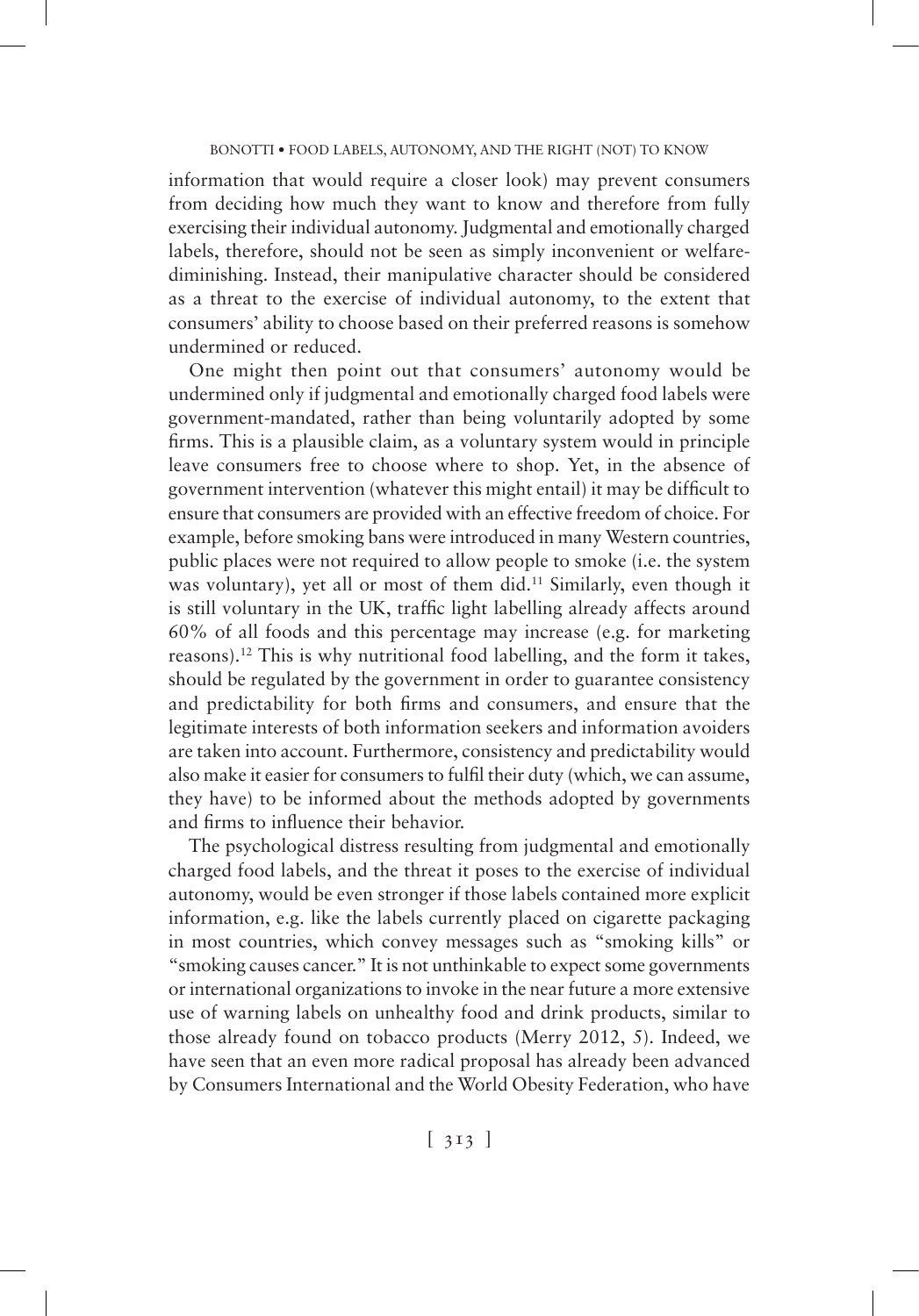information that would require a closer look) may prevent consumers from deciding how much they want to know and therefore from fully exercising their individual autonomy. Judgmental and emotionally charged labels, therefore, should not be seen as simply inconvenient or welfare-diminishing. Instead, their manipulative character should be considered as a threat to the exercise of individual autonomy, to the extent that consumers' ability to choose based on their preferred reasons is somehow undermined or reduced.

One might then point out that consumers' autonomy would be undermined only if judgmental and emotionally charged food labels were government-mandated, rather than being voluntarily adopted by some firms. This is a plausible claim, as a voluntary system would in principle leave consumers free to choose where to shop. Yet, in the absence of government intervention (whatever this might entail) it may be difficult to ensure that consumers are provided with an effective freedom of choice. For example, before smoking bans were introduced in many Western countries, public places were not required to allow people to smoke (i.e. the system was voluntary), yet all or most of them did.[11] Similarly, even though it is still voluntary in the UK, traffic light labelling already affects around 60% of all foods and this percentage may increase (e.g. for marketing reasons).[12] This is why nutritional food labelling, and the form it takes, should be regulated by the government in order to guarantee consistency and predictability for both firms and consumers, and ensure that the legitimate interests of both information seekers and information avoiders are taken into account. Furthermore, consistency and predictability would also make it easier for consumers to fulfil their duty (which, we can assume, they have) to be informed about the methods adopted by governments and firms to influence their behavior.

The psychological distress resulting from judgmental and emotionally charged food labels, and the threat it poses to the exercise of individual autonomy, would be even stronger if those labels contained more explicit information, e.g. like the labels currently placed on cigarette packaging in most countries, which convey messages such as "smoking kills" or "smoking causes cancer." It is not unthinkable to expect some governments or international organizations to invoke in the near future a more extensive use of warning labels on unhealthy food and drink products, similar to those already found on tobacco products (Merry 2012, 5). Indeed, we have seen that an even more radical proposal has already been advanced by Consumers International and the World Obesity Federation, who have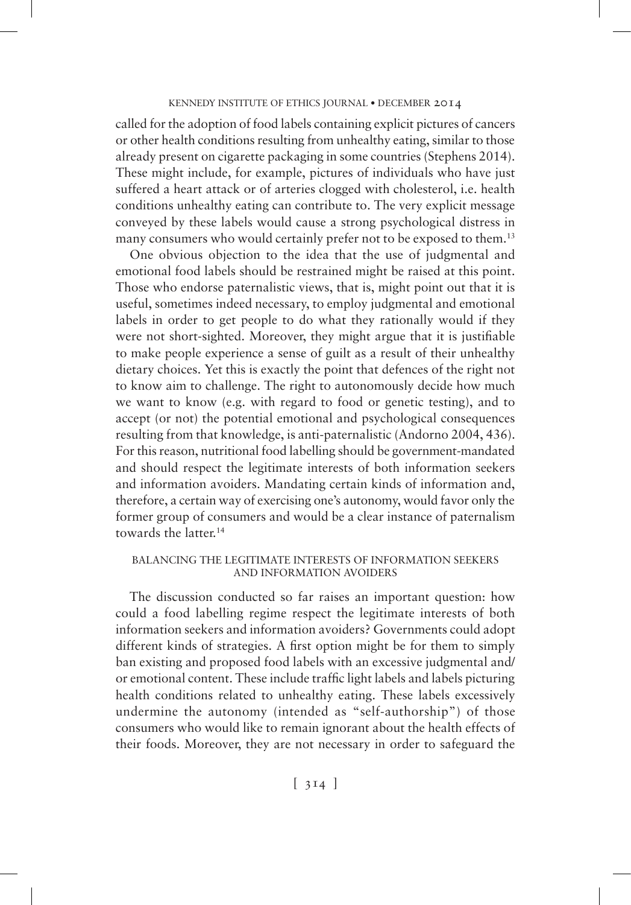called for the adoption of food labels containing explicit pictures of cancers or other health conditions resulting from unhealthy eating, similar to those already present on cigarette packaging in some countries (Stephens 2014). These might include, for example, pictures of individuals who have just suffered a heart attack or of arteries clogged with cholesterol, i.e. health conditions unhealthy eating can contribute to. The very explicit message conveyed by these labels would cause a strong psychological distress in many consumers who would certainly prefer not to be exposed to them.[13]

One obvious objection to the idea that the use of judgmental and emotional food labels should be restrained might be raised at this point. Those who endorse paternalistic views, that is, might point out that it is useful, sometimes indeed necessary, to employ judgmental and emotional labels in order to get people to do what they rationally would if they were not short-sighted. Moreover, they might argue that it is justifiable to make people experience a sense of guilt as a result of their unhealthy dietary choices. Yet this is exactly the point that defences of the right not to know aim to challenge. The right to autonomously decide how much we want to know (e.g. with regard to food or genetic testing), and to accept (or not) the potential emotional and psychological consequences resulting from that knowledge, is anti-paternalistic (Andorno 2004, 436). For this reason, nutritional food labelling should be government-mandated and should respect the legitimate interests of both information seekers and information avoiders. Mandating certain kinds of information and, therefore, a certain way of exercising one's autonomy, would favor only the former group of consumers and would be a clear instance of paternalism towards the latter.[14]

## BALANCING THE LEGITIMATE INTERESTS OF INFORMATION SEEKERS AND INFORMATION AVOIDERS

The discussion conducted so far raises an important question: how could a food labelling regime respect the legitimate interests of both information seekers and information avoiders? Governments could adopt different kinds of strategies. A first option might be for them to simply ban existing and proposed food labels with an excessive judgmental and/or emotional content. These include traffic light labels and labels picturing health conditions related to unhealthy eating. These labels excessively undermine the autonomy (intended as "self-authorship") of those consumers who would like to remain ignorant about the health effects of their foods. Moreover, they are not necessary in order to safeguard the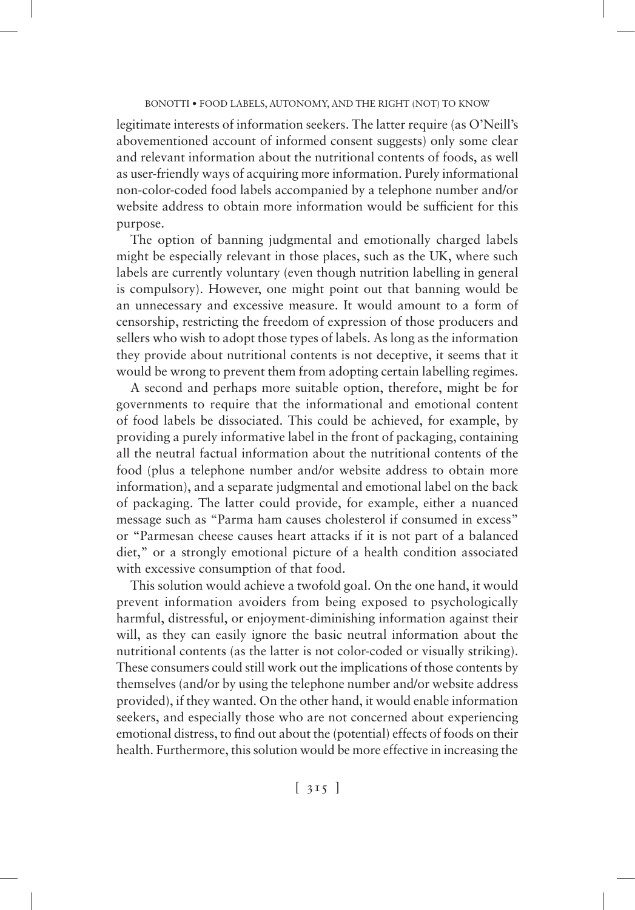legitimate interests of information seekers. The latter require (as O'Neill's abovementioned account of informed consent suggests) only some clear and relevant information about the nutritional contents of foods, as well as user-friendly ways of acquiring more information. Purely informational non-color-coded food labels accompanied by a telephone number and/or website address to obtain more information would be sufficient for this purpose.

The option of banning judgmental and emotionally charged labels might be especially relevant in those places, such as the UK, where such labels are currently voluntary (even though nutrition labelling in general is compulsory). However, one might point out that banning would be an unnecessary and excessive measure. It would amount to a form of censorship, restricting the freedom of expression of those producers and sellers who wish to adopt those types of labels. As long as the information they provide about nutritional contents is not deceptive, it seems that it would be wrong to prevent them from adopting certain labelling regimes.

A second and perhaps more suitable option, therefore, might be for governments to require that the informational and emotional content of food labels be dissociated. This could be achieved, for example, by providing a purely informative label in the front of packaging, containing all the neutral factual information about the nutritional contents of the food (plus a telephone number and/or website address to obtain more information), and a separate judgmental and emotional label on the back of packaging. The latter could provide, for example, either a nuanced message such as "Parma ham causes cholesterol if consumed in excess" or "Parmesan cheese causes heart attacks if it is not part of a balanced diet," or a strongly emotional picture of a health condition associated with excessive consumption of that food.

This solution would achieve a twofold goal. On the one hand, it would prevent information avoiders from being exposed to psychologically harmful, distressful, or enjoyment-diminishing information against their will, as they can easily ignore the basic neutral information about the nutritional contents (as the latter is not color-coded or visually striking). These consumers could still work out the implications of those contents by themselves (and/or by using the telephone number and/or website address provided), if they wanted. On the other hand, it would enable information seekers, and especially those who are not concerned about experiencing emotional distress, to find out about the (potential) effects of foods on their health. Furthermore, this solution would be more effective in increasing the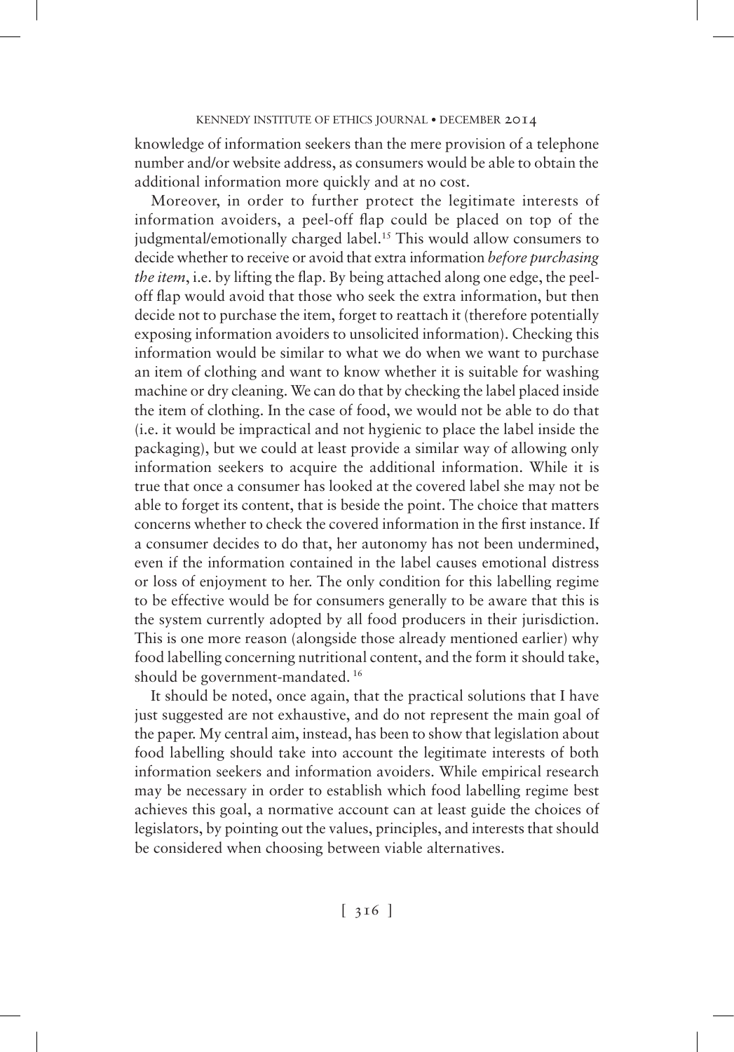knowledge of information seekers than the mere provision of a telephone number and/or website address, as consumers would be able to obtain the additional information more quickly and at no cost.

Moreover, in order to further protect the legitimate interests of information avoiders, a peel-off flap could be placed on top of the judgmental/emotionally charged label.[15] This would allow consumers to decide whether to receive or avoid that extra information *before purchasing the item*, i.e. by lifting the flap. By being attached along one edge, the peel-off flap would avoid that those who seek the extra information, but then decide not to purchase the item, forget to reattach it (therefore potentially exposing information avoiders to unsolicited information). Checking this information would be similar to what we do when we want to purchase an item of clothing and want to know whether it is suitable for washing machine or dry cleaning. We can do that by checking the label placed inside the item of clothing. In the case of food, we would not be able to do that (i.e. it would be impractical and not hygienic to place the label inside the packaging), but we could at least provide a similar way of allowing only information seekers to acquire the additional information. While it is true that once a consumer has looked at the covered label she may not be able to forget its content, that is beside the point. The choice that matters concerns whether to check the covered information in the first instance. If a consumer decides to do that, her autonomy has not been undermined, even if the information contained in the label causes emotional distress or loss of enjoyment to her. The only condition for this labelling regime to be effective would be for consumers generally to be aware that this is the system currently adopted by all food producers in their jurisdiction. This is one more reason (alongside those already mentioned earlier) why food labelling concerning nutritional content, and the form it should take, should be government-mandated.[16]

It should be noted, once again, that the practical solutions that I have just suggested are not exhaustive, and do not represent the main goal of the paper. My central aim, instead, has been to show that legislation about food labelling should take into account the legitimate interests of both information seekers and information avoiders. While empirical research may be necessary in order to establish which food labelling regime best achieves this goal, a normative account can at least guide the choices of legislators, by pointing out the values, principles, and interests that should be considered when choosing between viable alternatives.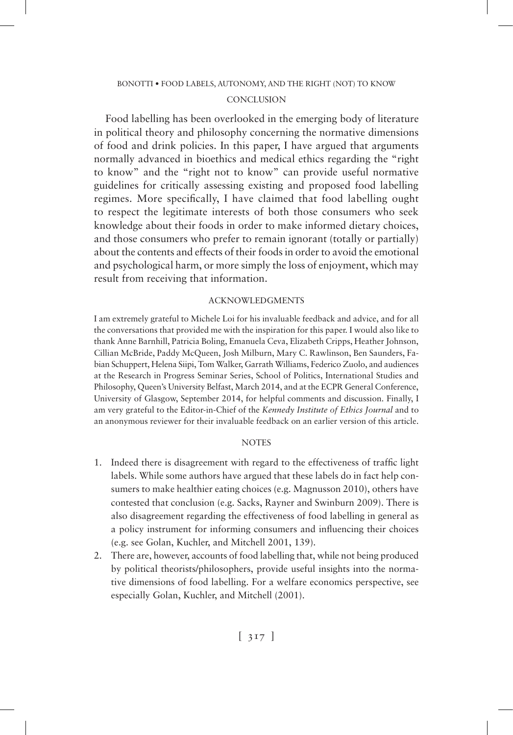## CONCLUSION

Food labelling has been overlooked in the emerging body of literature in political theory and philosophy concerning the normative dimensions of food and drink policies. In this paper, I have argued that arguments normally advanced in bioethics and medical ethics regarding the "right to know" and the "right not to know" can provide useful normative guidelines for critically assessing existing and proposed food labelling regimes. More specifically, I have claimed that food labelling ought to respect the legitimate interests of both those consumers who seek knowledge about their foods in order to make informed dietary choices, and those consumers who prefer to remain ignorant (totally or partially) about the contents and effects of their foods in order to avoid the emotional and psychological harm, or more simply the loss of enjoyment, which may result from receiving that information.

## ACKNOWLEDGMENTS

I am extremely grateful to Michele Loi for his invaluable feedback and advice, and for all the conversations that provided me with the inspiration for this paper. I would also like to thank Anne Barnhill, Patricia Boling, Emanuela Ceva, Elizabeth Cripps, Heather Johnson, Cillian McBride, Paddy McQueen, Josh Milburn, Mary C. Rawlinson, Ben Saunders, Fabian Schuppert, Helena Siipi, Tom Walker, Garrath Williams, Federico Zuolo, and audiences at the Research in Progress Seminar Series, School of Politics, International Studies and Philosophy, Queen's University Belfast, March 2014, and at the ECPR General Conference, University of Glasgow, September 2014, for helpful comments and discussion. Finally, I am very grateful to the Editor-in-Chief of the *Kennedy Institute of Ethics Journal* and to an anonymous reviewer for their invaluable feedback on an earlier version of this article.

## NOTES

1. Indeed there is disagreement with regard to the effectiveness of traffic light labels. While some authors have argued that these labels do in fact help consumers to make healthier eating choices (e.g. Magnusson 2010), others have contested that conclusion (e.g. Sacks, Rayner and Swinburn 2009). There is also disagreement regarding the effectiveness of food labelling in general as a policy instrument for informing consumers and influencing their choices (e.g. see Golan, Kuchler, and Mitchell 2001, 139).
2. There are, however, accounts of food labelling that, while not being produced by political theorists/philosophers, provide useful insights into the normative dimensions of food labelling. For a welfare economics perspective, see especially Golan, Kuchler, and Mitchell (2001).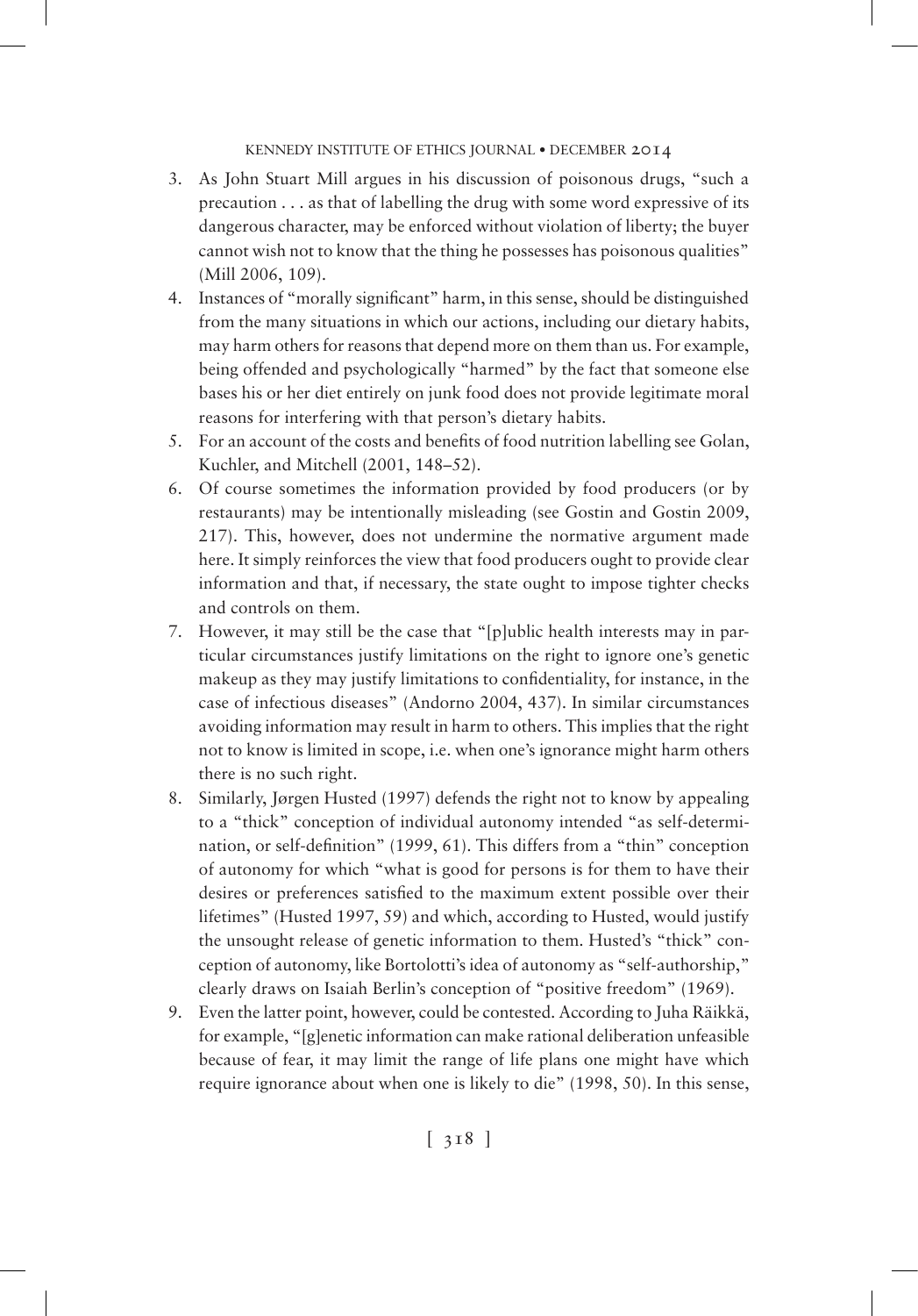3. As John Stuart Mill argues in his discussion of poisonous drugs, "such a precaution . . . as that of labelling the drug with some word expressive of its dangerous character, may be enforced without violation of liberty; the buyer cannot wish not to know that the thing he possesses has poisonous qualities" (Mill 2006, 109).
4. Instances of "morally significant" harm, in this sense, should be distinguished from the many situations in which our actions, including our dietary habits, may harm others for reasons that depend more on them than us. For example, being offended and psychologically "harmed" by the fact that someone else bases his or her diet entirely on junk food does not provide legitimate moral reasons for interfering with that person's dietary habits.
5. For an account of the costs and benefits of food nutrition labelling see Golan, Kuchler, and Mitchell (2001, 148–52).
6. Of course sometimes the information provided by food producers (or by restaurants) may be intentionally misleading (see Gostin and Gostin 2009, 217). This, however, does not undermine the normative argument made here. It simply reinforces the view that food producers ought to provide clear information and that, if necessary, the state ought to impose tighter checks and controls on them.
7. However, it may still be the case that "[p]ublic health interests may in particular circumstances justify limitations on the right to ignore one's genetic makeup as they may justify limitations to confidentiality, for instance, in the case of infectious diseases" (Andorno 2004, 437). In similar circumstances avoiding information may result in harm to others. This implies that the right not to know is limited in scope, i.e. when one's ignorance might harm others there is no such right.
8. Similarly, Jørgen Husted (1997) defends the right not to know by appealing to a "thick" conception of individual autonomy intended "as self-determination, or self-definition" (1999, 61). This differs from a "thin" conception of autonomy for which "what is good for persons is for them to have their desires or preferences satisfied to the maximum extent possible over their lifetimes" (Husted 1997, 59) and which, according to Husted, would justify the unsought release of genetic information to them. Husted's "thick" conception of autonomy, like Bortolotti's idea of autonomy as "self-authorship," clearly draws on Isaiah Berlin's conception of "positive freedom" (1969).
9. Even the latter point, however, could be contested. According to Juha Räikkä, for example, "[g]enetic information can make rational deliberation unfeasible because of fear, it may limit the range of life plans one might have which require ignorance about when one is likely to die" (1998, 50). In this sense,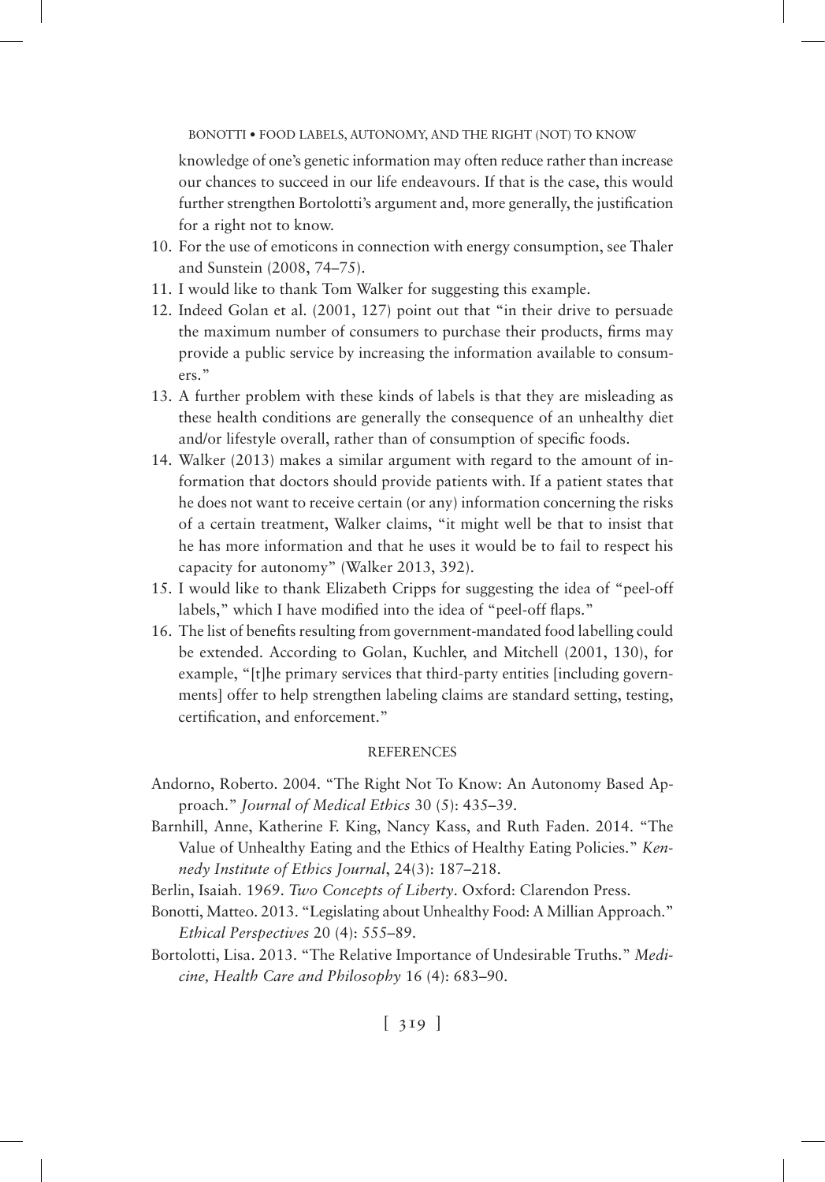knowledge of one's genetic information may often reduce rather than increase our chances to succeed in our life endeavours. If that is the case, this would further strengthen Bortolotti's argument and, more generally, the justification for a right not to know.

10. For the use of emoticons in connection with energy consumption, see Thaler and Sunstein (2008, 74–75).
11. I would like to thank Tom Walker for suggesting this example.
12. Indeed Golan et al. (2001, 127) point out that "in their drive to persuade the maximum number of consumers to purchase their products, firms may provide a public service by increasing the information available to consumers."
13. A further problem with these kinds of labels is that they are misleading as these health conditions are generally the consequence of an unhealthy diet and/or lifestyle overall, rather than of consumption of specific foods.
14. Walker (2013) makes a similar argument with regard to the amount of information that doctors should provide patients with. If a patient states that he does not want to receive certain (or any) information concerning the risks of a certain treatment, Walker claims, "it might well be that to insist that he has more information and that he uses it would be to fail to respect his capacity for autonomy" (Walker 2013, 392).
15. I would like to thank Elizabeth Cripps for suggesting the idea of "peel-off labels," which I have modified into the idea of "peel-off flaps."
16. The list of benefits resulting from government-mandated food labelling could be extended. According to Golan, Kuchler, and Mitchell (2001, 130), for example, "[t]he primary services that third-party entities [including governments] offer to help strengthen labeling claims are standard setting, testing, certification, and enforcement."

## REFERENCES

Andorno, Roberto. 2004. "The Right Not To Know: An Autonomy Based Approach." *Journal of Medical Ethics* 30 (5): 435–39.

Barnhill, Anne, Katherine F. King, Nancy Kass, and Ruth Faden. 2014. "The Value of Unhealthy Eating and the Ethics of Healthy Eating Policies." *Kennedy Institute of Ethics Journal*, 24(3): 187–218.

Berlin, Isaiah. 1969. *Two Concepts of Liberty*. Oxford: Clarendon Press.

Bonotti, Matteo. 2013. "Legislating about Unhealthy Food: A Millian Approach." *Ethical Perspectives* 20 (4): 555–89.

Bortolotti, Lisa. 2013. "The Relative Importance of Undesirable Truths." *Medicine, Health Care and Philosophy* 16 (4): 683–90.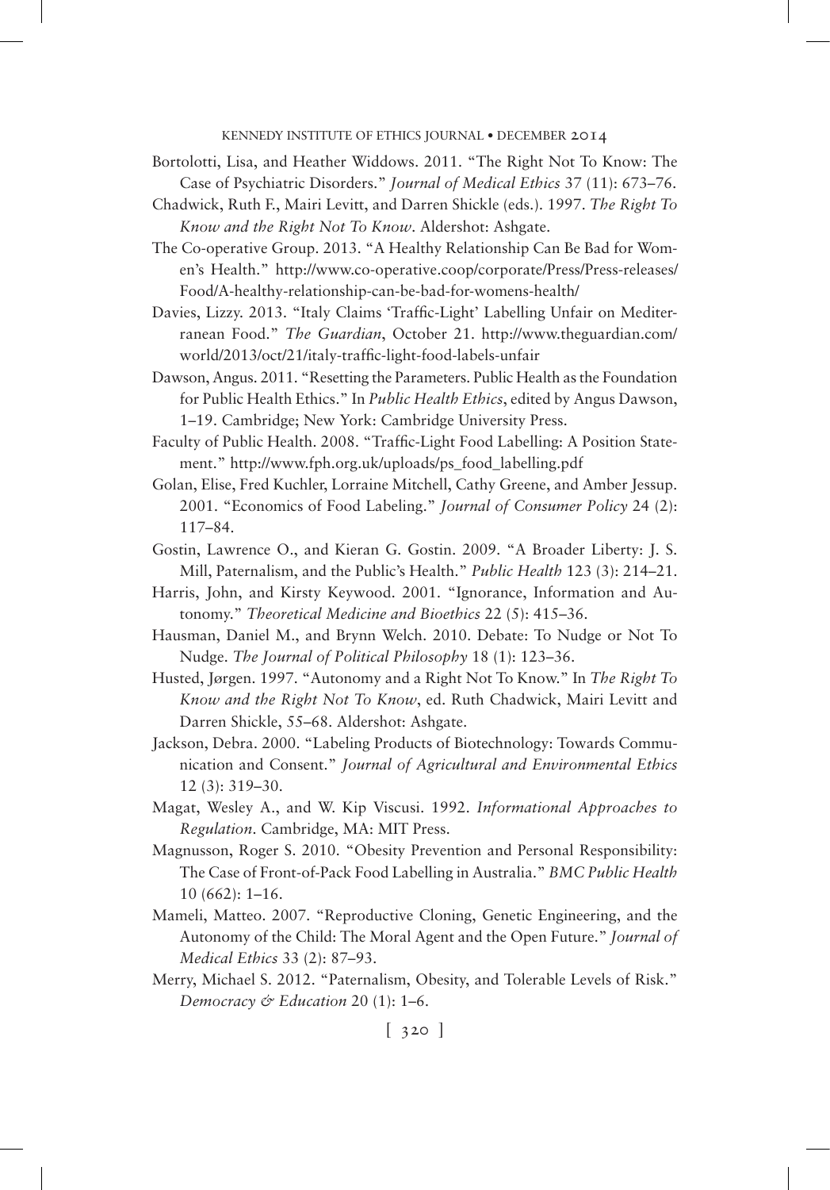Bortolotti, Lisa, and Heather Widdows. 2011. "The Right Not To Know: The Case of Psychiatric Disorders." *Journal of Medical Ethics* 37 (11): 673–76.

Chadwick, Ruth F., Mairi Levitt, and Darren Shickle (eds.). 1997. *The Right To Know and the Right Not To Know*. Aldershot: Ashgate.

The Co-operative Group. 2013. "A Healthy Relationship Can Be Bad for Women's Health." http://www.co-operative.coop/corporate/Press/Press-releases/Food/A-healthy-relationship-can-be-bad-for-womens-health/

Davies, Lizzy. 2013. "Italy Claims 'Traffic-Light' Labelling Unfair on Mediterranean Food." *The Guardian*, October 21. http://www.theguardian.com/world/2013/oct/21/italy-traffic-light-food-labels-unfair

Dawson, Angus. 2011. "Resetting the Parameters. Public Health as the Foundation for Public Health Ethics." In *Public Health Ethics*, edited by Angus Dawson, 1–19. Cambridge; New York: Cambridge University Press.

Faculty of Public Health. 2008. "Traffic-Light Food Labelling: A Position Statement." http://www.fph.org.uk/uploads/ps_food_labelling.pdf

Golan, Elise, Fred Kuchler, Lorraine Mitchell, Cathy Greene, and Amber Jessup. 2001. "Economics of Food Labeling." *Journal of Consumer Policy* 24 (2): 117–84.

Gostin, Lawrence O., and Kieran G. Gostin. 2009. "A Broader Liberty: J. S. Mill, Paternalism, and the Public's Health." *Public Health* 123 (3): 214–21.

Harris, John, and Kirsty Keywood. 2001. "Ignorance, Information and Autonomy." *Theoretical Medicine and Bioethics* 22 (5): 415–36.

Hausman, Daniel M., and Brynn Welch. 2010. Debate: To Nudge or Not To Nudge. *The Journal of Political Philosophy* 18 (1): 123–36.

Husted, Jørgen. 1997. "Autonomy and a Right Not To Know." In *The Right To Know and the Right Not To Know*, ed. Ruth Chadwick, Mairi Levitt and Darren Shickle, 55–68. Aldershot: Ashgate.

Jackson, Debra. 2000. "Labeling Products of Biotechnology: Towards Communication and Consent." *Journal of Agricultural and Environmental Ethics* 12 (3): 319–30.

Magat, Wesley A., and W. Kip Viscusi. 1992. *Informational Approaches to Regulation*. Cambridge, MA: MIT Press.

Magnusson, Roger S. 2010. "Obesity Prevention and Personal Responsibility: The Case of Front-of-Pack Food Labelling in Australia." *BMC Public Health* 10 (662): 1–16.

Mameli, Matteo. 2007. "Reproductive Cloning, Genetic Engineering, and the Autonomy of the Child: The Moral Agent and the Open Future." *Journal of Medical Ethics* 33 (2): 87–93.

Merry, Michael S. 2012. "Paternalism, Obesity, and Tolerable Levels of Risk." *Democracy & Education* 20 (1): 1–6.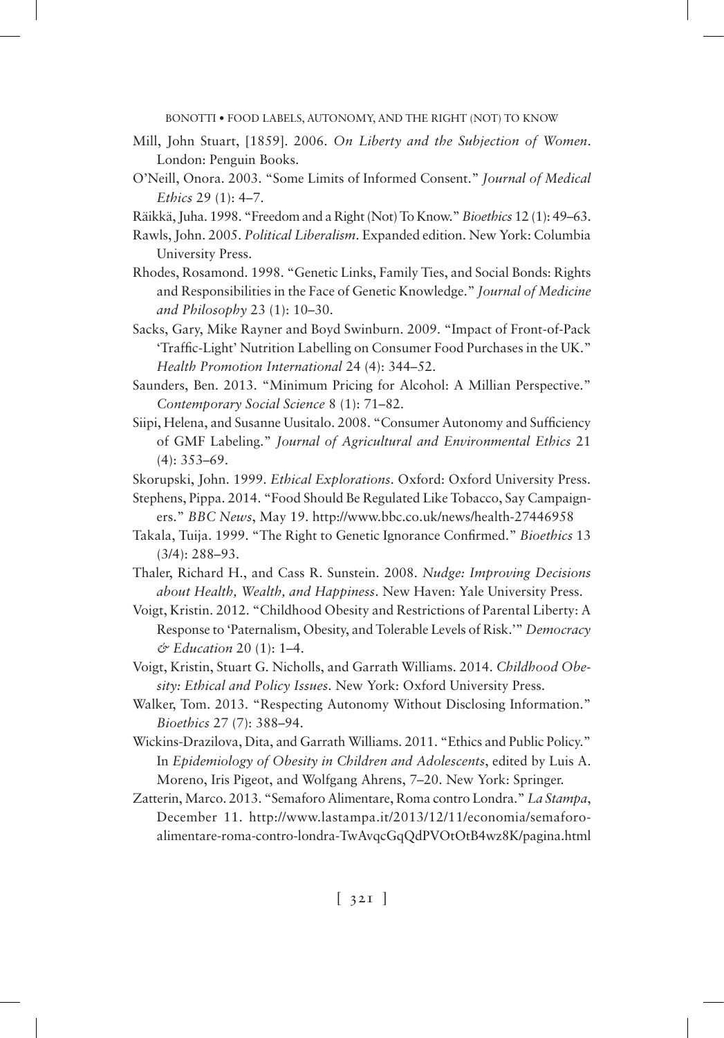Mill, John Stuart, [1859]. 2006. *On Liberty and the Subjection of Women*. London: Penguin Books.

O'Neill, Onora. 2003. "Some Limits of Informed Consent." *Journal of Medical Ethics* 29 (1): 4–7.

Räikkä, Juha. 1998. "Freedom and a Right (Not) To Know." *Bioethics* 12 (1): 49–63.

Rawls, John. 2005. *Political Liberalism*. Expanded edition. New York: Columbia University Press.

Rhodes, Rosamond. 1998. "Genetic Links, Family Ties, and Social Bonds: Rights and Responsibilities in the Face of Genetic Knowledge." *Journal of Medicine and Philosophy* 23 (1): 10–30.

Sacks, Gary, Mike Rayner and Boyd Swinburn. 2009. "Impact of Front-of-Pack 'Traffic-Light' Nutrition Labelling on Consumer Food Purchases in the UK." *Health Promotion International* 24 (4): 344–52.

Saunders, Ben. 2013. "Minimum Pricing for Alcohol: A Millian Perspective." *Contemporary Social Science* 8 (1): 71–82.

Siipi, Helena, and Susanne Uusitalo. 2008. "Consumer Autonomy and Sufficiency of GMF Labeling." *Journal of Agricultural and Environmental Ethics* 21 (4): 353–69.

Skorupski, John. 1999. *Ethical Explorations*. Oxford: Oxford University Press.

Stephens, Pippa. 2014. "Food Should Be Regulated Like Tobacco, Say Campaigners." *BBC News*, May 19. http://www.bbc.co.uk/news/health-27446958

Takala, Tuija. 1999. "The Right to Genetic Ignorance Confirmed." *Bioethics* 13 (3/4): 288–93.

Thaler, Richard H., and Cass R. Sunstein. 2008. *Nudge: Improving Decisions about Health, Wealth, and Happiness*. New Haven: Yale University Press.

Voigt, Kristin. 2012. "Childhood Obesity and Restrictions of Parental Liberty: A Response to 'Paternalism, Obesity, and Tolerable Levels of Risk.'" *Democracy & Education* 20 (1): 1–4.

Voigt, Kristin, Stuart G. Nicholls, and Garrath Williams. 2014. *Childhood Obesity: Ethical and Policy Issues*. New York: Oxford University Press.

Walker, Tom. 2013. "Respecting Autonomy Without Disclosing Information." *Bioethics* 27 (7): 388–94.

Wickins-Drazilova, Dita, and Garrath Williams. 2011. "Ethics and Public Policy." In *Epidemiology of Obesity in Children and Adolescents*, edited by Luis A. Moreno, Iris Pigeot, and Wolfgang Ahrens, 7–20. New York: Springer.

Zatterin, Marco. 2013. "Semaforo Alimentare, Roma contro Londra." *La Stampa*, December 11. http://www.lastampa.it/2013/12/11/economia/semaforo-alimentare-roma-contro-londra-TwAvqcGqQdPVOtOtB4wz8K/pagina.html